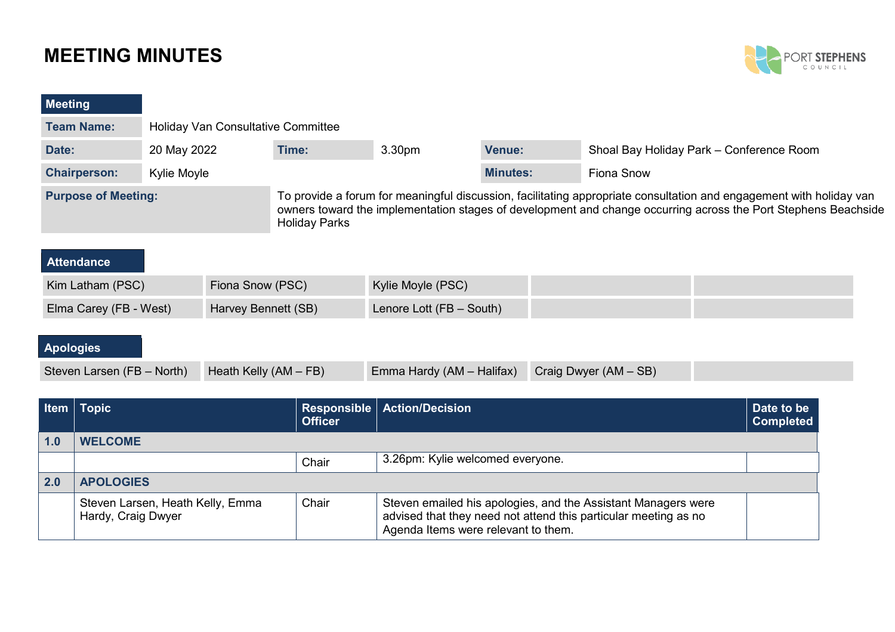# MEETING MINUTES

PORT STEPHENS COUNCIL

| Meeting | | | | | |
|---|---|---|---|---|---|
| **Team Name:** | Holiday Van Consultative Committee | | | | |
| **Date:** | 20 May 2022 | **Time:** | 3.30pm | **Venue:** | Shoal Bay Holiday Park – Conference Room |
| **Chairperson:** | Kylie Moyle | | | **Minutes:** | Fiona Snow |

| **Purpose of Meeting:** | To provide a forum for meaningful discussion, facilitating appropriate consultation and engagement with holiday van owners toward the implementation stages of development and change occurring across the Port Stephens Beachside Holiday Parks |
|---|---|

| Attendance | | | | |
|---|---|---|---|---|
| Kim Latham (PSC) | Fiona Snow (PSC) | Kylie Moyle (PSC) | | |
| Elma Carey (FB - West) | Harvey Bennett (SB) | Lenore Lott (FB – South) | | |

| Apologies | | | | |
|---|---|---|---|---|
| Steven Larsen (FB – North) | Heath Kelly (AM – FB) | Emma Hardy (AM – Halifax) | Craig Dwyer (AM – SB) | |

| Item | Topic | Responsible Officer | Action/Decision | Date to be Completed |
|---|---|---|---|---|
| **1.0** | **WELCOME** | | | |
| | | Chair | 3.26pm: Kylie welcomed everyone. | |
| **2.0** | **APOLOGIES** | | | |
| | Steven Larsen, Heath Kelly, Emma Hardy, Craig Dwyer | Chair | Steven emailed his apologies, and the Assistant Managers were advised that they need not attend this particular meeting as no Agenda Items were relevant to them. | |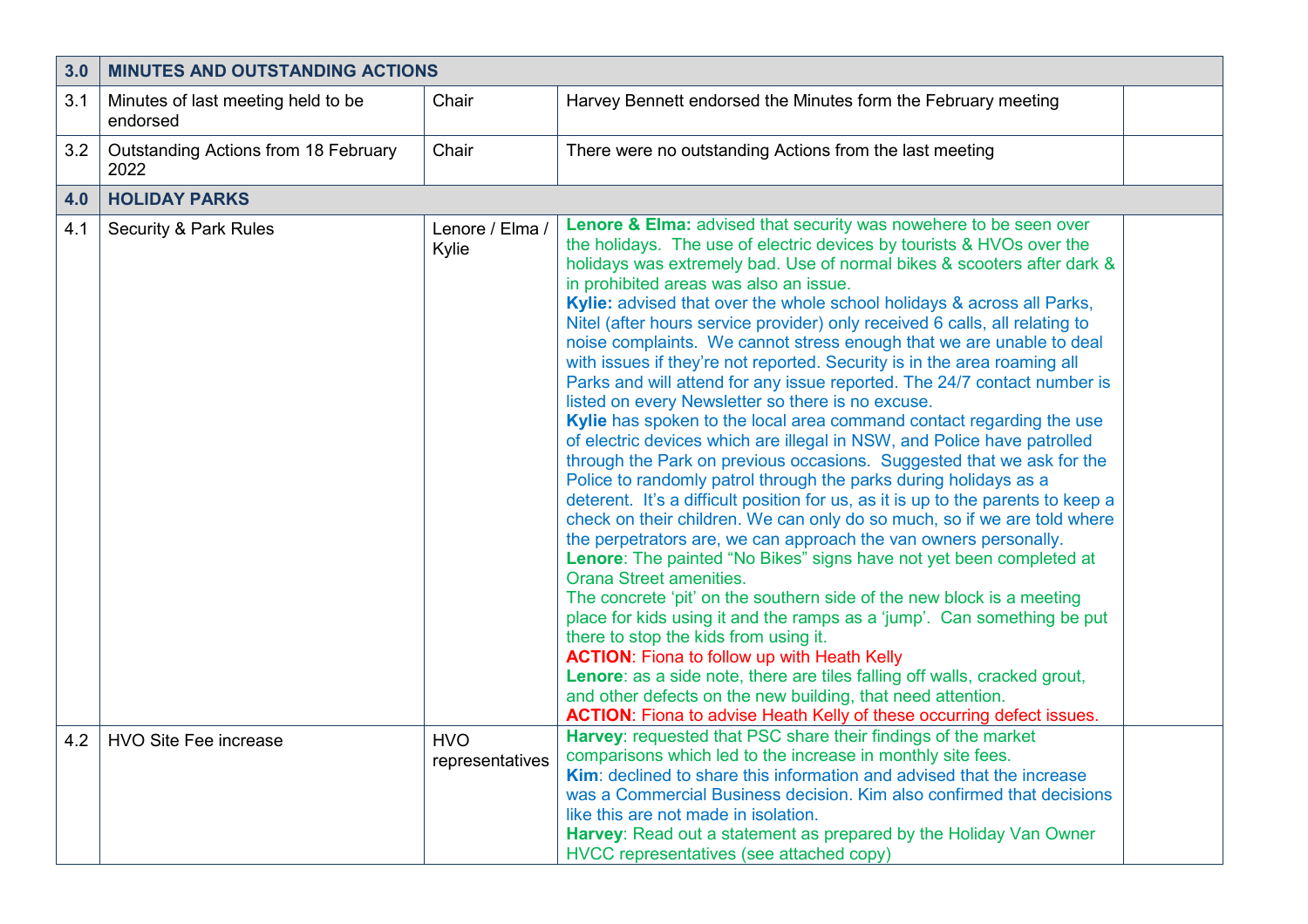| 3.0 | MINUTES AND OUTSTANDING ACTIONS | | | |
|---|---|---|---|---|
| 3.1 | Minutes of last meeting held to be endorsed | Chair | Harvey Bennett endorsed the Minutes form the February meeting | |
| 3.2 | Outstanding Actions from 18 February 2022 | Chair | There were no outstanding Actions from the last meeting | |
| **4.0** | **HOLIDAY PARKS** | | | |
| 4.1 | Security & Park Rules | Lenore / Elma / Kylie | **Lenore & Elma:** advised that security was nowhere to be seen over the holidays. The use of electric devices by tourists & HVOs over the holidays was extremely bad. Use of normal bikes & scooters after dark & in prohibited areas was also an issue.<br>**Kylie:** advised that over the whole school holidays & across all Parks, Nitel (after hours service provider) only received 6 calls, all relating to noise complaints. We cannot stress enough that we are unable to deal with issues if they're not reported. Security is in the area roaming all Parks and will attend for any issue reported. The 24/7 contact number is listed on every Newsletter so there is no excuse.<br>**Kylie** has spoken to the local area command contact regarding the use of electric devices which are illegal in NSW, and Police have patrolled through the Park on previous occasions. Suggested that we ask for the Police to randomly patrol through the parks during holidays as a deterent. It's a difficult position for us, as it is up to the parents to keep a check on their children. We can only do so much, so if we are told where the perpetrators are, we can approach the van owners personally.<br>**Lenore**: The painted "No Bikes" signs have not yet been completed at Orana Street amenities.<br>The concrete 'pit' on the southern side of the new block is a meeting place for kids using it and the ramps as a 'jump'. Can something be put there to stop the kids from using it.<br>**ACTION**: Fiona to follow up with Heath Kelly<br>**Lenore**: as a side note, there are tiles falling off walls, cracked grout, and other defects on the new building, that need attention.<br>**ACTION**: Fiona to advise Heath Kelly of these occurring defect issues. | |
| 4.2 | HVO Site Fee increase | HVO representatives | **Harvey**: requested that PSC share their findings of the market comparisons which led to the increase in monthly site fees.<br>**Kim**: declined to share this information and advised that the increase was a Commercial Business decision. Kim also confirmed that decisions like this are not made in isolation.<br>**Harvey**: Read out a statement as prepared by the Holiday Van Owner HVCC representatives (see attached copy) | |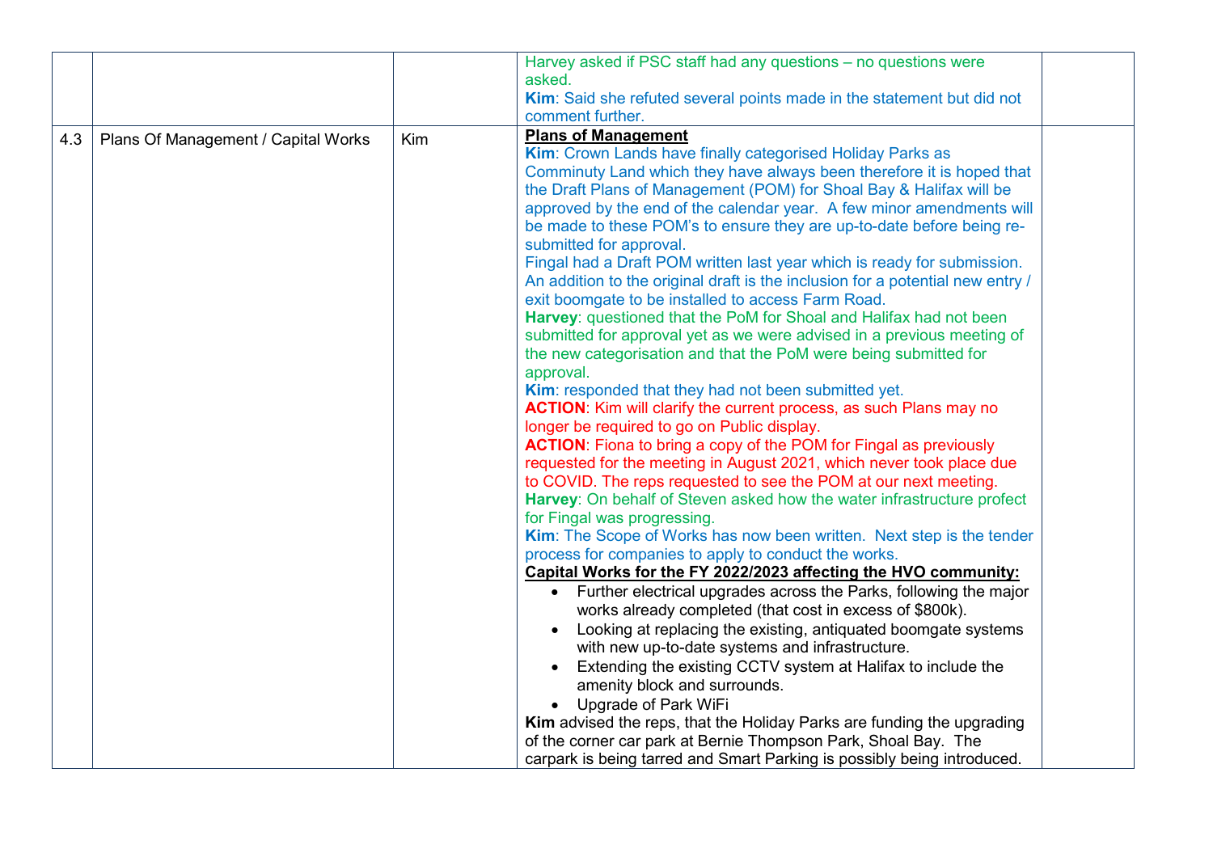| | | | | |
|---|---|---|---|---|
| | | | Harvey asked if PSC staff had any questions – no questions were asked.<br>**Kim**: Said she refuted several points made in the statement but did not comment further. | |
| 4.3 | Plans Of Management / Capital Works | Kim | **Plans of Management**<br>**Kim**: Crown Lands have finally categorised Holiday Parks as Comminuty Land which they have always been therefore it is hoped that the Draft Plans of Management (POM) for Shoal Bay & Halifax will be approved by the end of the calendar year. A few minor amendments will be made to these POM's to ensure they are up-to-date before being re-submitted for approval.<br>Fingal had a Draft POM written last year which is ready for submission. An addition to the original draft is the inclusion for a potential new entry / exit boomgate to be installed to access Farm Road.<br>**Harvey**: questioned that the PoM for Shoal and Halifax had not been submitted for approval yet as we were advised in a previous meeting of the new categorisation and that the PoM were being submitted for approval.<br>**Kim**: responded that they had not been submitted yet.<br>**ACTION**: Kim will clarify the current process, as such Plans may no longer be required to go on Public display.<br>**ACTION**: Fiona to bring a copy of the POM for Fingal as previously requested for the meeting in August 2021, which never took place due to COVID. The reps requested to see the POM at our next meeting.<br>**Harvey**: On behalf of Steven asked how the water infrastructure profect for Fingal was progressing.<br>**Kim**: The Scope of Works has now been written. Next step is the tender process for companies to apply to conduct the works.<br>**Capital Works for the FY 2022/2023 affecting the HVO community:**<br>• Further electrical upgrades across the Parks, following the major works already completed (that cost in excess of $800k).<br>• Looking at replacing the existing, antiquated boomgate systems with new up-to-date systems and infrastructure.<br>• Extending the existing CCTV system at Halifax to include the amenity block and surrounds.<br>• Upgrade of Park WiFi<br>**Kim** advised the reps, that the Holiday Parks are funding the upgrading of the corner car park at Bernie Thompson Park, Shoal Bay. The carpark is being tarred and Smart Parking is possibly being introduced. | |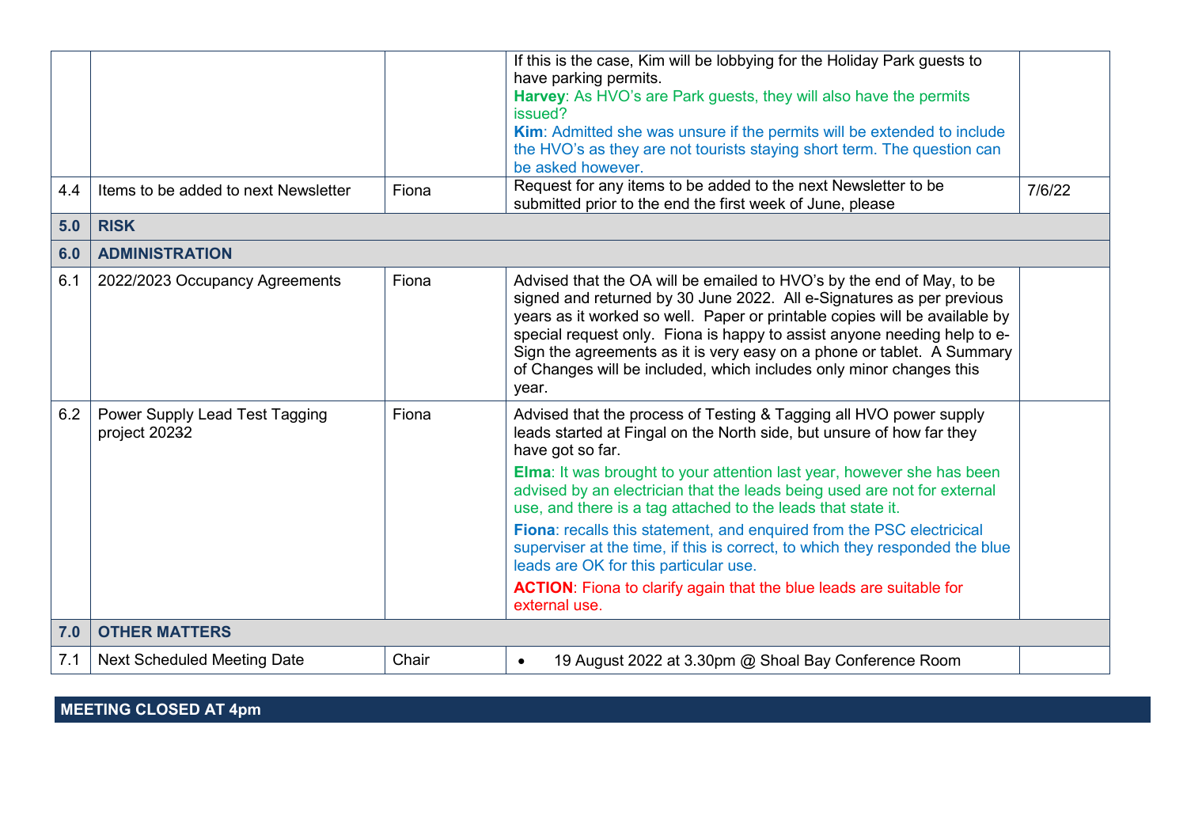| | | | | |
|---|---|---|---|---|
| | | | If this is the case, Kim will be lobbying for the Holiday Park guests to have parking permits. **Harvey**: As HVO's are Park guests, they will also have the permits issued? **Kim**: Admitted she was unsure if the permits will be extended to include the HVO's as they are not tourists staying short term. The question can be asked however. | |
| 4.4 | Items to be added to next Newsletter | Fiona | Request for any items to be added to the next Newsletter to be submitted prior to the end the first week of June, please | 7/6/22 |
| **5.0** | **RISK** | | | |
| **6.0** | **ADMINISTRATION** | | | |
| 6.1 | 2022/2023 Occupancy Agreements | Fiona | Advised that the OA will be emailed to HVO's by the end of May, to be signed and returned by 30 June 2022. All e-Signatures as per previous years as it worked so well. Paper or printable copies will be available by special request only. Fiona is happy to assist anyone needing help to e-Sign the agreements as it is very easy on a phone or tablet. A Summary of Changes will be included, which includes only minor changes this year. | |
| 6.2 | Power Supply Lead Test Tagging project 20232 | Fiona | Advised that the process of Testing & Tagging all HVO power supply leads started at Fingal on the North side, but unsure of how far they have got so far. **Elma**: It was brought to your attention last year, however she has been advised by an electrician that the leads being used are not for external use, and there is a tag attached to the leads that state it. **Fiona**: recalls this statement, and enquired from the PSC electricical superviser at the time, if this is correct, to which they responded the blue leads are OK for this particular use. **ACTION**: Fiona to clarify again that the blue leads are suitable for external use. | |
| **7.0** | **OTHER MATTERS** | | | |
| 7.1 | Next Scheduled Meeting Date | Chair | • 19 August 2022 at 3.30pm @ Shoal Bay Conference Room | |

**MEETING CLOSED AT 4pm**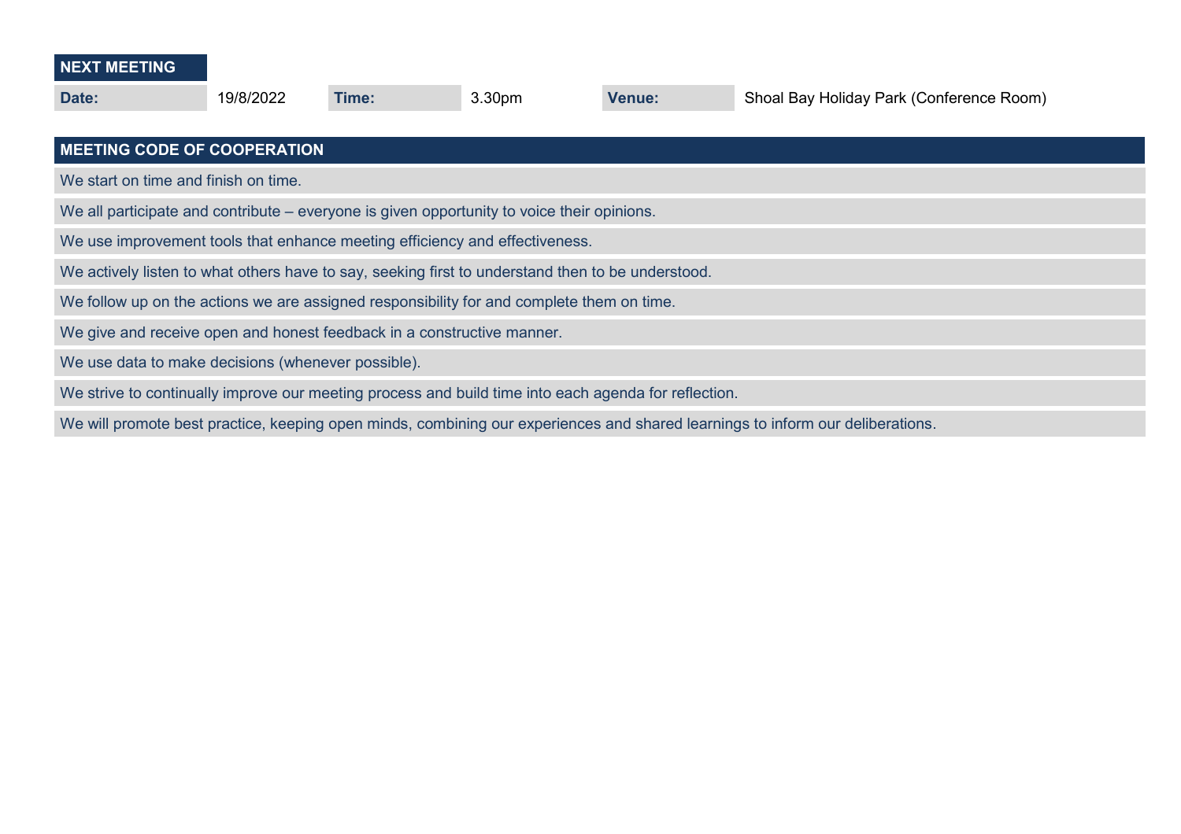## NEXT MEETING

| Date: | 19/8/2022 | Time: | 3.30pm | Venue: | Shoal Bay Holiday Park (Conference Room) |
|---|---|---|---|---|---|

## MEETING CODE OF COOPERATION

- We start on time and finish on time.
- We all participate and contribute – everyone is given opportunity to voice their opinions.
- We use improvement tools that enhance meeting efficiency and effectiveness.
- We actively listen to what others have to say, seeking first to understand then to be understood.
- We follow up on the actions we are assigned responsibility for and complete them on time.
- We give and receive open and honest feedback in a constructive manner.
- We use data to make decisions (whenever possible).
- We strive to continually improve our meeting process and build time into each agenda for reflection.
- We will promote best practice, keeping open minds, combining our experiences and shared learnings to inform our deliberations.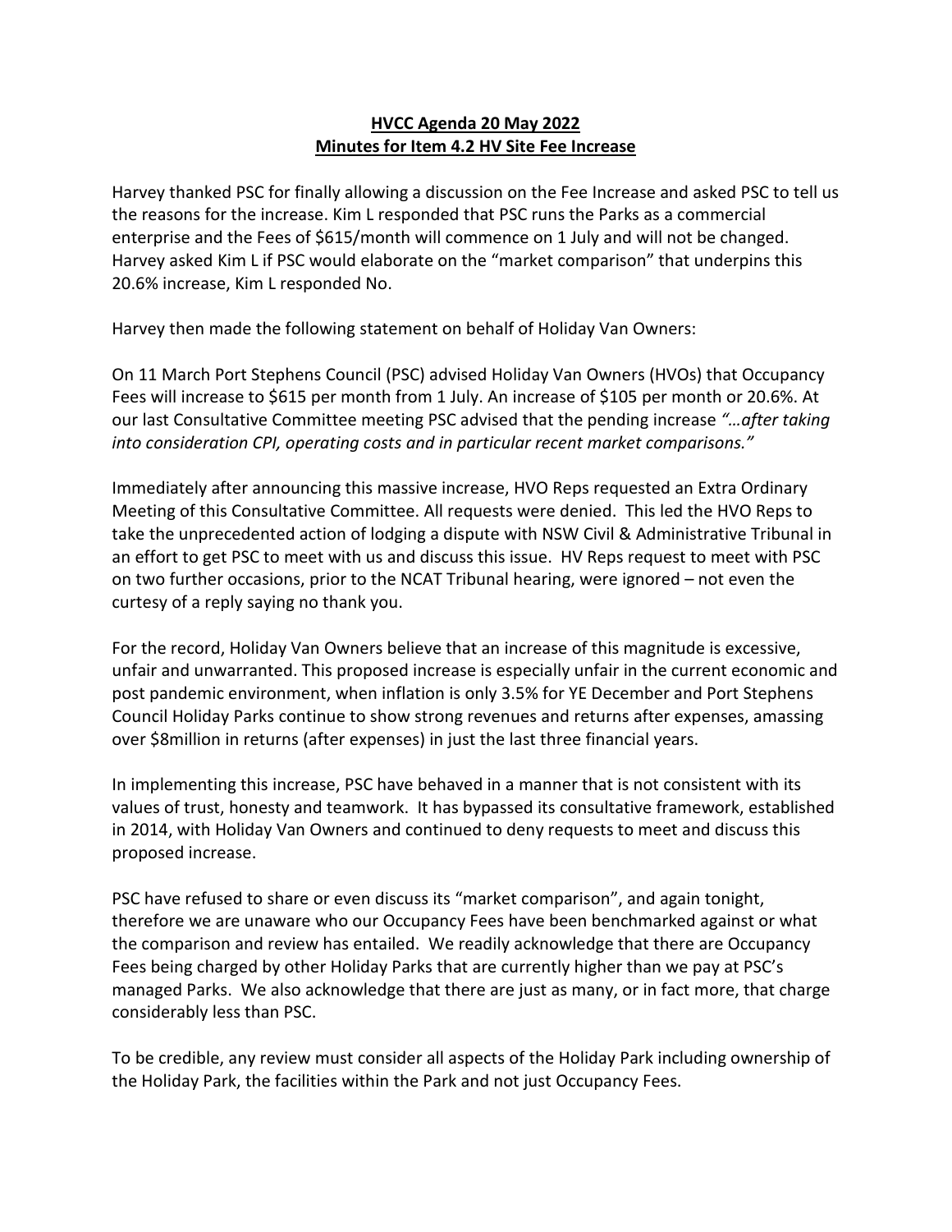**HVCC Agenda 20 May 2022**
**Minutes for Item 4.2 HV Site Fee Increase**

Harvey thanked PSC for finally allowing a discussion on the Fee Increase and asked PSC to tell us the reasons for the increase. Kim L responded that PSC runs the Parks as a commercial enterprise and the Fees of $615/month will commence on 1 July and will not be changed. Harvey asked Kim L if PSC would elaborate on the "market comparison" that underpins this 20.6% increase, Kim L responded No.

Harvey then made the following statement on behalf of Holiday Van Owners:

On 11 March Port Stephens Council (PSC) advised Holiday Van Owners (HVOs) that Occupancy Fees will increase to $615 per month from 1 July. An increase of $105 per month or 20.6%. At our last Consultative Committee meeting PSC advised that the pending increase *"…after taking into consideration CPI, operating costs and in particular recent market comparisons."*

Immediately after announcing this massive increase, HVO Reps requested an Extra Ordinary Meeting of this Consultative Committee. All requests were denied. This led the HVO Reps to take the unprecedented action of lodging a dispute with NSW Civil & Administrative Tribunal in an effort to get PSC to meet with us and discuss this issue. HV Reps request to meet with PSC on two further occasions, prior to the NCAT Tribunal hearing, were ignored – not even the curtesy of a reply saying no thank you.

For the record, Holiday Van Owners believe that an increase of this magnitude is excessive, unfair and unwarranted. This proposed increase is especially unfair in the current economic and post pandemic environment, when inflation is only 3.5% for YE December and Port Stephens Council Holiday Parks continue to show strong revenues and returns after expenses, amassing over $8million in returns (after expenses) in just the last three financial years.

In implementing this increase, PSC have behaved in a manner that is not consistent with its values of trust, honesty and teamwork. It has bypassed its consultative framework, established in 2014, with Holiday Van Owners and continued to deny requests to meet and discuss this proposed increase.

PSC have refused to share or even discuss its "market comparison", and again tonight, therefore we are unaware who our Occupancy Fees have been benchmarked against or what the comparison and review has entailed. We readily acknowledge that there are Occupancy Fees being charged by other Holiday Parks that are currently higher than we pay at PSC's managed Parks. We also acknowledge that there are just as many, or in fact more, that charge considerably less than PSC.

To be credible, any review must consider all aspects of the Holiday Park including ownership of the Holiday Park, the facilities within the Park and not just Occupancy Fees.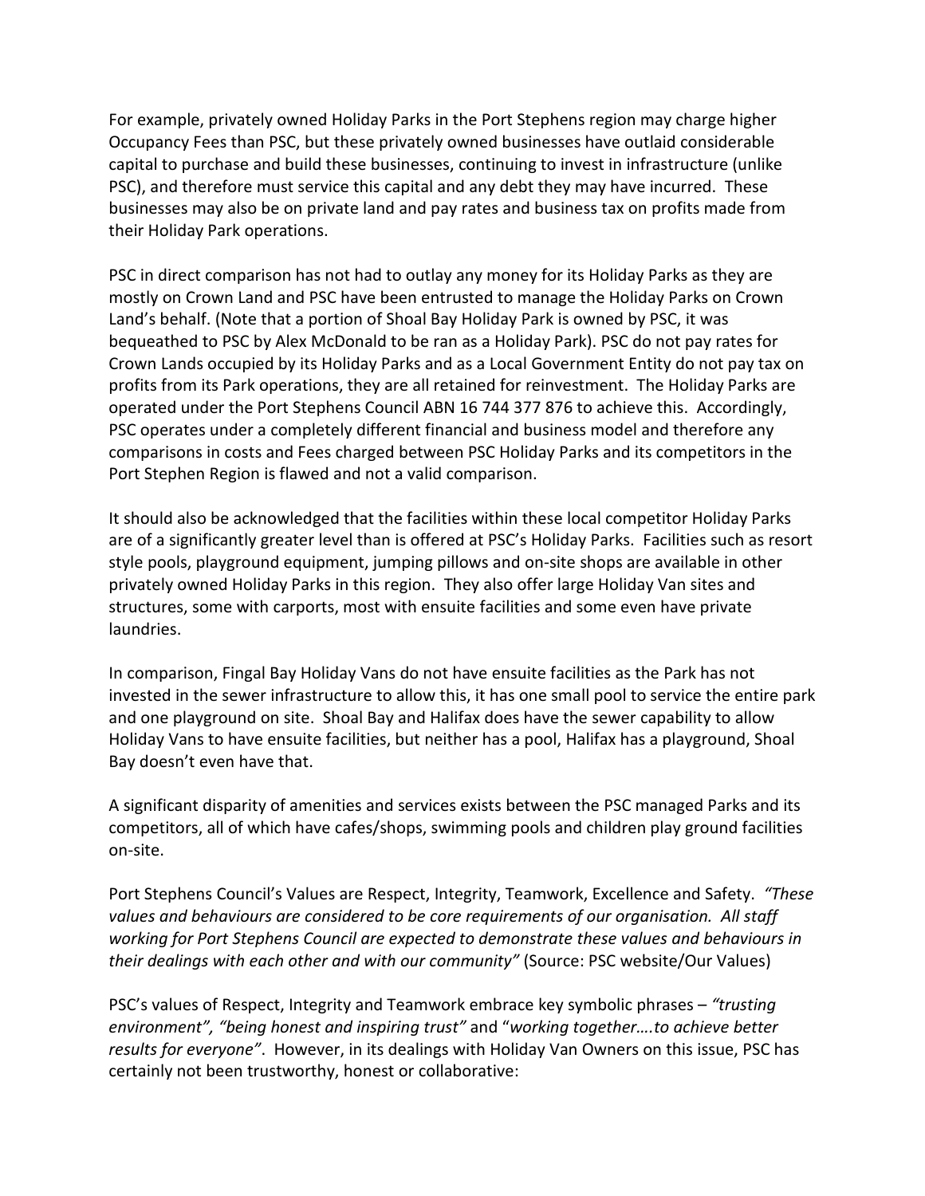For example, privately owned Holiday Parks in the Port Stephens region may charge higher Occupancy Fees than PSC, but these privately owned businesses have outlaid considerable capital to purchase and build these businesses, continuing to invest in infrastructure (unlike PSC), and therefore must service this capital and any debt they may have incurred. These businesses may also be on private land and pay rates and business tax on profits made from their Holiday Park operations.

PSC in direct comparison has not had to outlay any money for its Holiday Parks as they are mostly on Crown Land and PSC have been entrusted to manage the Holiday Parks on Crown Land's behalf. (Note that a portion of Shoal Bay Holiday Park is owned by PSC, it was bequeathed to PSC by Alex McDonald to be ran as a Holiday Park). PSC do not pay rates for Crown Lands occupied by its Holiday Parks and as a Local Government Entity do not pay tax on profits from its Park operations, they are all retained for reinvestment. The Holiday Parks are operated under the Port Stephens Council ABN 16 744 377 876 to achieve this. Accordingly, PSC operates under a completely different financial and business model and therefore any comparisons in costs and Fees charged between PSC Holiday Parks and its competitors in the Port Stephen Region is flawed and not a valid comparison.

It should also be acknowledged that the facilities within these local competitor Holiday Parks are of a significantly greater level than is offered at PSC's Holiday Parks. Facilities such as resort style pools, playground equipment, jumping pillows and on-site shops are available in other privately owned Holiday Parks in this region. They also offer large Holiday Van sites and structures, some with carports, most with ensuite facilities and some even have private laundries.

In comparison, Fingal Bay Holiday Vans do not have ensuite facilities as the Park has not invested in the sewer infrastructure to allow this, it has one small pool to service the entire park and one playground on site. Shoal Bay and Halifax does have the sewer capability to allow Holiday Vans to have ensuite facilities, but neither has a pool, Halifax has a playground, Shoal Bay doesn't even have that.

A significant disparity of amenities and services exists between the PSC managed Parks and its competitors, all of which have cafes/shops, swimming pools and children play ground facilities on-site.

Port Stephens Council's Values are Respect, Integrity, Teamwork, Excellence and Safety. *"These values and behaviours are considered to be core requirements of our organisation. All staff working for Port Stephens Council are expected to demonstrate these values and behaviours in their dealings with each other and with our community"* (Source: PSC website/Our Values)

PSC's values of Respect, Integrity and Teamwork embrace key symbolic phrases – *"trusting environment", "being honest and inspiring trust"* and "*working together….to achieve better results for everyone"*. However, in its dealings with Holiday Van Owners on this issue, PSC has certainly not been trustworthy, honest or collaborative: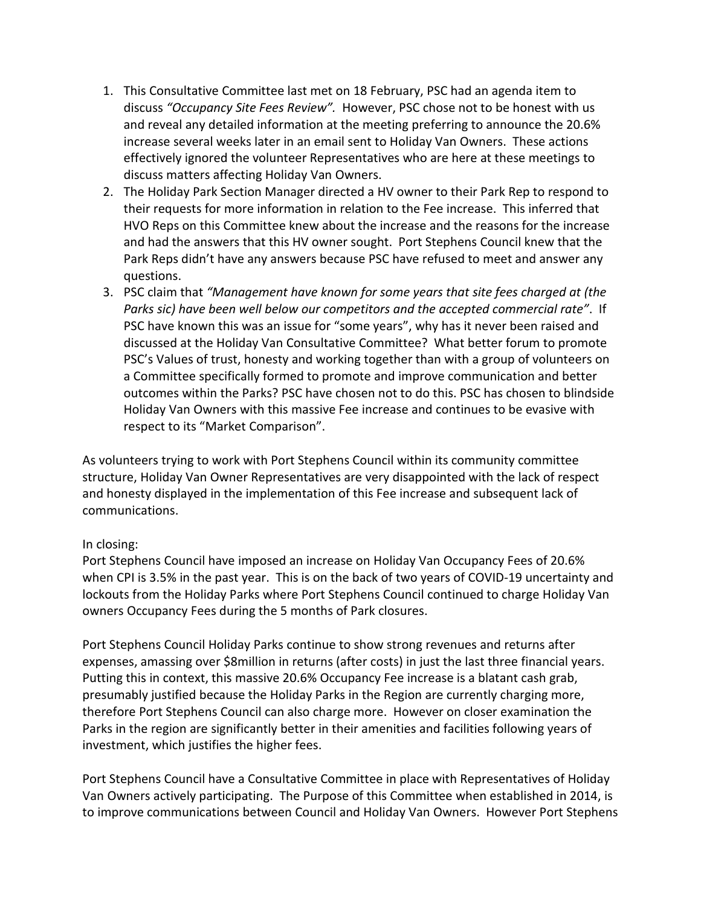1. This Consultative Committee last met on 18 February, PSC had an agenda item to discuss *"Occupancy Site Fees Review".* However, PSC chose not to be honest with us and reveal any detailed information at the meeting preferring to announce the 20.6% increase several weeks later in an email sent to Holiday Van Owners. These actions effectively ignored the volunteer Representatives who are here at these meetings to discuss matters affecting Holiday Van Owners.
2. The Holiday Park Section Manager directed a HV owner to their Park Rep to respond to their requests for more information in relation to the Fee increase. This inferred that HVO Reps on this Committee knew about the increase and the reasons for the increase and had the answers that this HV owner sought. Port Stephens Council knew that the Park Reps didn't have any answers because PSC have refused to meet and answer any questions.
3. PSC claim that *"Management have known for some years that site fees charged at (the Parks sic) have been well below our competitors and the accepted commercial rate"*. If PSC have known this was an issue for "some years", why has it never been raised and discussed at the Holiday Van Consultative Committee? What better forum to promote PSC's Values of trust, honesty and working together than with a group of volunteers on a Committee specifically formed to promote and improve communication and better outcomes within the Parks? PSC have chosen not to do this. PSC has chosen to blindside Holiday Van Owners with this massive Fee increase and continues to be evasive with respect to its "Market Comparison".

As volunteers trying to work with Port Stephens Council within its community committee structure, Holiday Van Owner Representatives are very disappointed with the lack of respect and honesty displayed in the implementation of this Fee increase and subsequent lack of communications.

In closing:
Port Stephens Council have imposed an increase on Holiday Van Occupancy Fees of 20.6% when CPI is 3.5% in the past year. This is on the back of two years of COVID-19 uncertainty and lockouts from the Holiday Parks where Port Stephens Council continued to charge Holiday Van owners Occupancy Fees during the 5 months of Park closures.

Port Stephens Council Holiday Parks continue to show strong revenues and returns after expenses, amassing over $8million in returns (after costs) in just the last three financial years. Putting this in context, this massive 20.6% Occupancy Fee increase is a blatant cash grab, presumably justified because the Holiday Parks in the Region are currently charging more, therefore Port Stephens Council can also charge more. However on closer examination the Parks in the region are significantly better in their amenities and facilities following years of investment, which justifies the higher fees.

Port Stephens Council have a Consultative Committee in place with Representatives of Holiday Van Owners actively participating. The Purpose of this Committee when established in 2014, is to improve communications between Council and Holiday Van Owners. However Port Stephens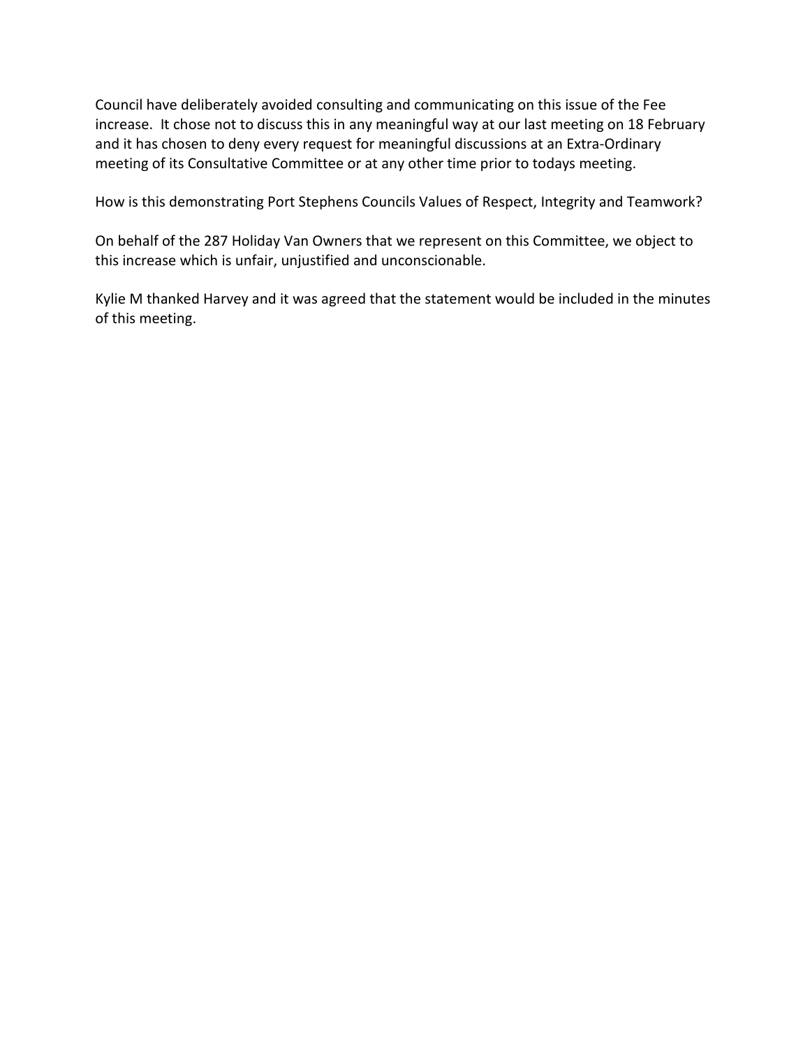Council have deliberately avoided consulting and communicating on this issue of the Fee increase. It chose not to discuss this in any meaningful way at our last meeting on 18 February and it has chosen to deny every request for meaningful discussions at an Extra-Ordinary meeting of its Consultative Committee or at any other time prior to todays meeting.

How is this demonstrating Port Stephens Councils Values of Respect, Integrity and Teamwork?

On behalf of the 287 Holiday Van Owners that we represent on this Committee, we object to this increase which is unfair, unjustified and unconscionable.

Kylie M thanked Harvey and it was agreed that the statement would be included in the minutes of this meeting.